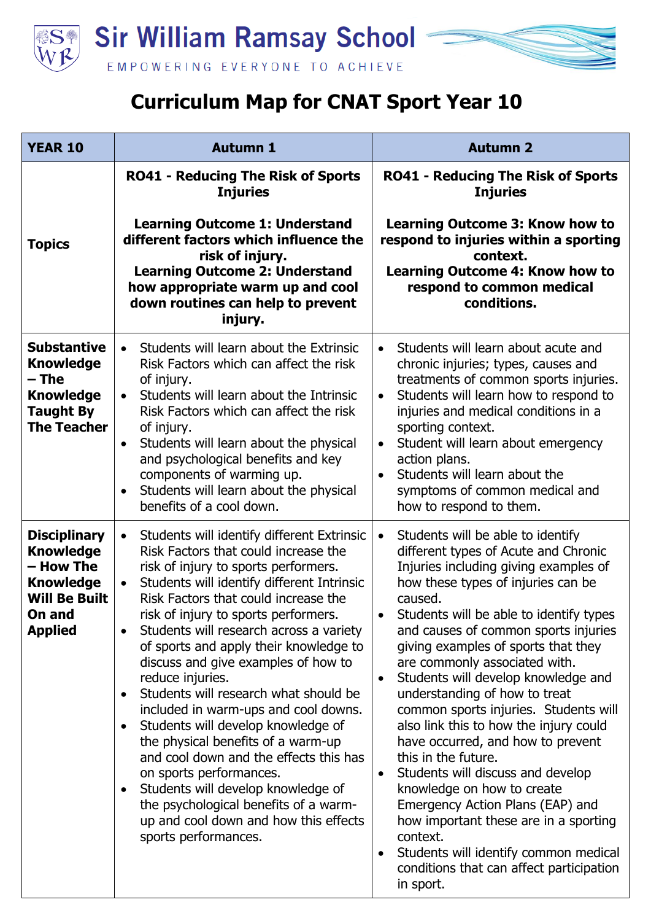# Sir William Ramsay School

EMPOWERING EVERYONE TO ACHIEVE

# Curriculum Map for CNAT Sport Year 10

| YEAR 10 | Autumn 1 | Autumn 2 |
|---|---|---|
| **Topics** | **RO41 - Reducing The Risk of Sports Injuries**<br><br>**Learning Outcome 1: Understand different factors which influence the risk of injury.**<br>**Learning Outcome 2: Understand how appropriate warm up and cool down routines can help to prevent injury.** | **RO41 - Reducing The Risk of Sports Injuries**<br><br>**Learning Outcome 3: Know how to respond to injuries within a sporting context.**<br>**Learning Outcome 4: Know how to respond to common medical conditions.** |
| **Substantive Knowledge – The Knowledge Taught By The Teacher** | • Students will learn about the Extrinsic Risk Factors which can affect the risk of injury.<br>• Students will learn about the Intrinsic Risk Factors which can affect the risk of injury.<br>• Students will learn about the physical and psychological benefits and key components of warming up.<br>• Students will learn about the physical benefits of a cool down. | • Students will learn about acute and chronic injuries; types, causes and treatments of common sports injuries.<br>• Students will learn how to respond to injuries and medical conditions in a sporting context.<br>• Student will learn about emergency action plans.<br>• Students will learn about the symptoms of common medical and how to respond to them. |
| **Disciplinary Knowledge – How The Knowledge Will Be Built On and Applied** | • Students will identify different Extrinsic Risk Factors that could increase the risk of injury to sports performers.<br>• Students will identify different Intrinsic Risk Factors that could increase the risk of injury to sports performers.<br>• Students will research across a variety of sports and apply their knowledge to discuss and give examples of how to reduce injuries.<br>• Students will research what should be included in warm-ups and cool downs.<br>• Students will develop knowledge of the physical benefits of a warm-up and cool down and the effects this has on sports performances.<br>• Students will develop knowledge of the psychological benefits of a warm-up and cool down and how this effects sports performances. | • Students will be able to identify different types of Acute and Chronic Injuries including giving examples of how these types of injuries can be caused.<br>• Students will be able to identify types and causes of common sports injuries giving examples of sports that they are commonly associated with.<br>• Students will develop knowledge and understanding of how to treat common sports injuries. Students will also link this to how the injury could have occurred, and how to prevent this in the future.<br>• Students will discuss and develop knowledge on how to create Emergency Action Plans (EAP) and how important these are in a sporting context.<br>• Students will identify common medical conditions that can affect participation in sport. |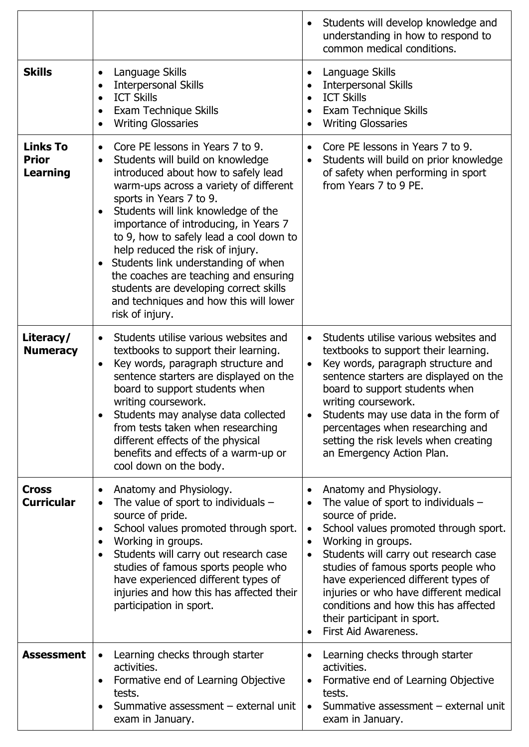| | | |
|---|---|---|
| | | • Students will develop knowledge and understanding in how to respond to common medical conditions. |
| **Skills** | • Language Skills<br>• Interpersonal Skills<br>• ICT Skills<br>• Exam Technique Skills<br>• Writing Glossaries | • Language Skills<br>• Interpersonal Skills<br>• ICT Skills<br>• Exam Technique Skills<br>• Writing Glossaries |
| **Links To Prior Learning** | • Core PE lessons in Years 7 to 9.<br>• Students will build on knowledge introduced about how to safely lead warm-ups across a variety of different sports in Years 7 to 9.<br>• Students will link knowledge of the importance of introducing, in Years 7 to 9, how to safely lead a cool down to help reduced the risk of injury.<br>• Students link understanding of when the coaches are teaching and ensuring students are developing correct skills and techniques and how this will lower risk of injury. | • Core PE lessons in Years 7 to 9.<br>• Students will build on prior knowledge of safety when performing in sport from Years 7 to 9 PE. |
| **Literacy/ Numeracy** | • Students utilise various websites and textbooks to support their learning.<br>• Key words, paragraph structure and sentence starters are displayed on the board to support students when writing coursework.<br>• Students may analyse data collected from tests taken when researching different effects of the physical benefits and effects of a warm-up or cool down on the body. | • Students utilise various websites and textbooks to support their learning.<br>• Key words, paragraph structure and sentence starters are displayed on the board to support students when writing coursework.<br>• Students may use data in the form of percentages when researching and setting the risk levels when creating an Emergency Action Plan. |
| **Cross Curricular** | • Anatomy and Physiology.<br>• The value of sport to individuals – source of pride.<br>• School values promoted through sport.<br>• Working in groups.<br>• Students will carry out research case studies of famous sports people who have experienced different types of injuries and how this has affected their participation in sport. | • Anatomy and Physiology.<br>• The value of sport to individuals – source of pride.<br>• School values promoted through sport.<br>• Working in groups.<br>• Students will carry out research case studies of famous sports people who have experienced different types of injuries or who have different medical conditions and how this has affected their participant in sport.<br>• First Aid Awareness. |
| **Assessment** | • Learning checks through starter activities.<br>• Formative end of Learning Objective tests.<br>• Summative assessment – external unit exam in January. | • Learning checks through starter activities.<br>• Formative end of Learning Objective tests.<br>• Summative assessment – external unit exam in January. |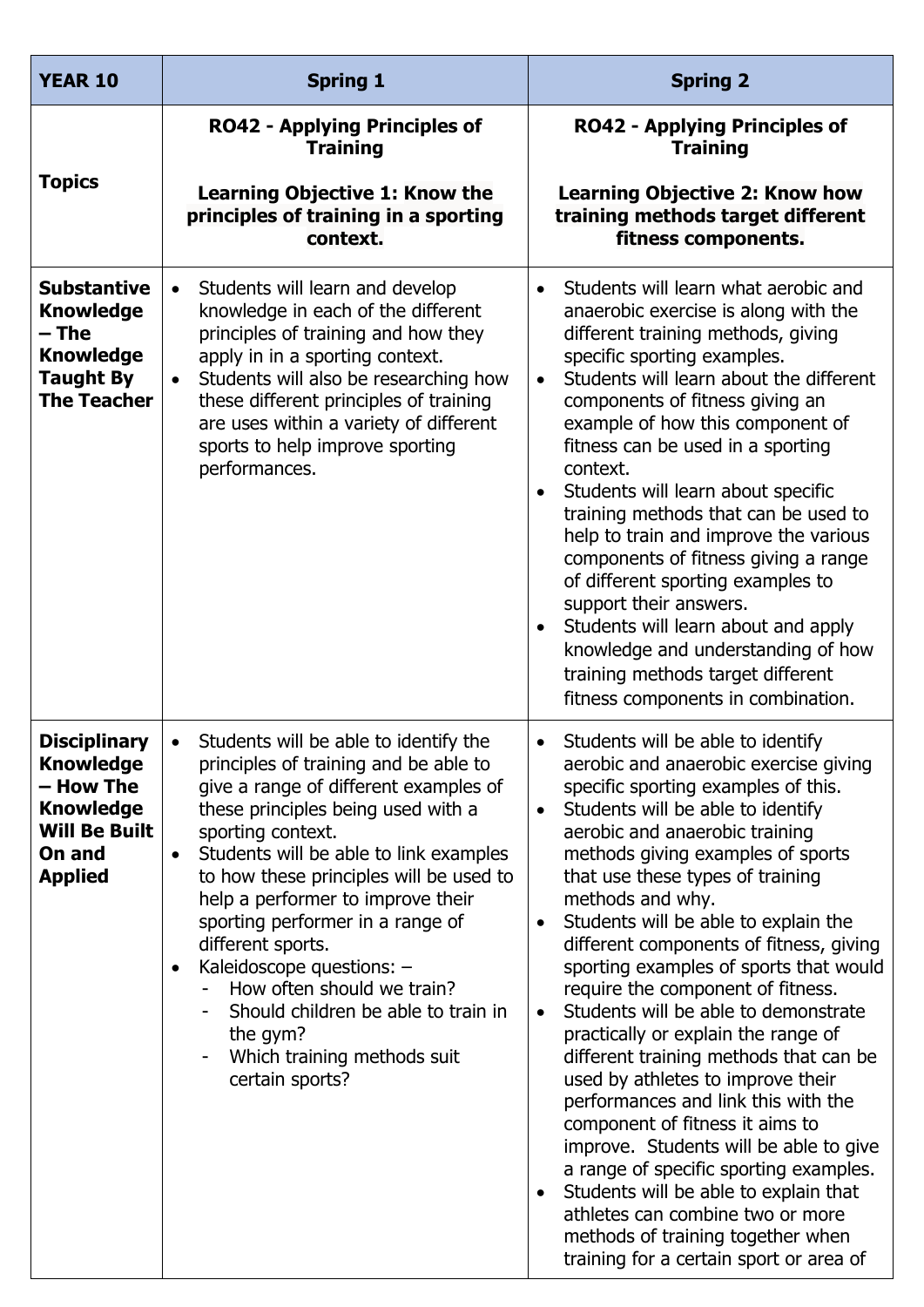| YEAR 10 | Spring 1 | Spring 2 |
|---|---|---|
| **Topics** | **RO42 - Applying Principles of Training**<br><br>**Learning Objective 1: Know the principles of training in a sporting context.** | **RO42 - Applying Principles of Training**<br><br>**Learning Objective 2: Know how training methods target different fitness components.** |
| **Substantive Knowledge – The Knowledge Taught By The Teacher** | • Students will learn and develop knowledge in each of the different principles of training and how they apply in in a sporting context.<br>• Students will also be researching how these different principles of training are uses within a variety of different sports to help improve sporting performances. | • Students will learn what aerobic and anaerobic exercise is along with the different training methods, giving specific sporting examples.<br>• Students will learn about the different components of fitness giving an example of how this component of fitness can be used in a sporting context.<br>• Students will learn about specific training methods that can be used to help to train and improve the various components of fitness giving a range of different sporting examples to support their answers.<br>• Students will learn about and apply knowledge and understanding of how training methods target different fitness components in combination. |
| **Disciplinary Knowledge – How The Knowledge Will Be Built On and Applied** | • Students will be able to identify the principles of training and be able to give a range of different examples of these principles being used with a sporting context.<br>• Students will be able to link examples to how these principles will be used to help a performer to improve their sporting performer in a range of different sports.<br>• Kaleidoscope questions: –<br>&nbsp;&nbsp;- How often should we train?<br>&nbsp;&nbsp;- Should children be able to train in the gym?<br>&nbsp;&nbsp;- Which training methods suit certain sports? | • Students will be able to identify aerobic and anaerobic exercise giving specific sporting examples of this.<br>• Students will be able to identify aerobic and anaerobic training methods giving examples of sports that use these types of training methods and why.<br>• Students will be able to explain the different components of fitness, giving sporting examples of sports that would require the component of fitness.<br>• Students will be able to demonstrate practically or explain the range of different training methods that can be used by athletes to improve their performances and link this with the component of fitness it aims to improve. Students will be able to give a range of specific sporting examples.<br>• Students will be able to explain that athletes can combine two or more methods of training together when training for a certain sport or area of |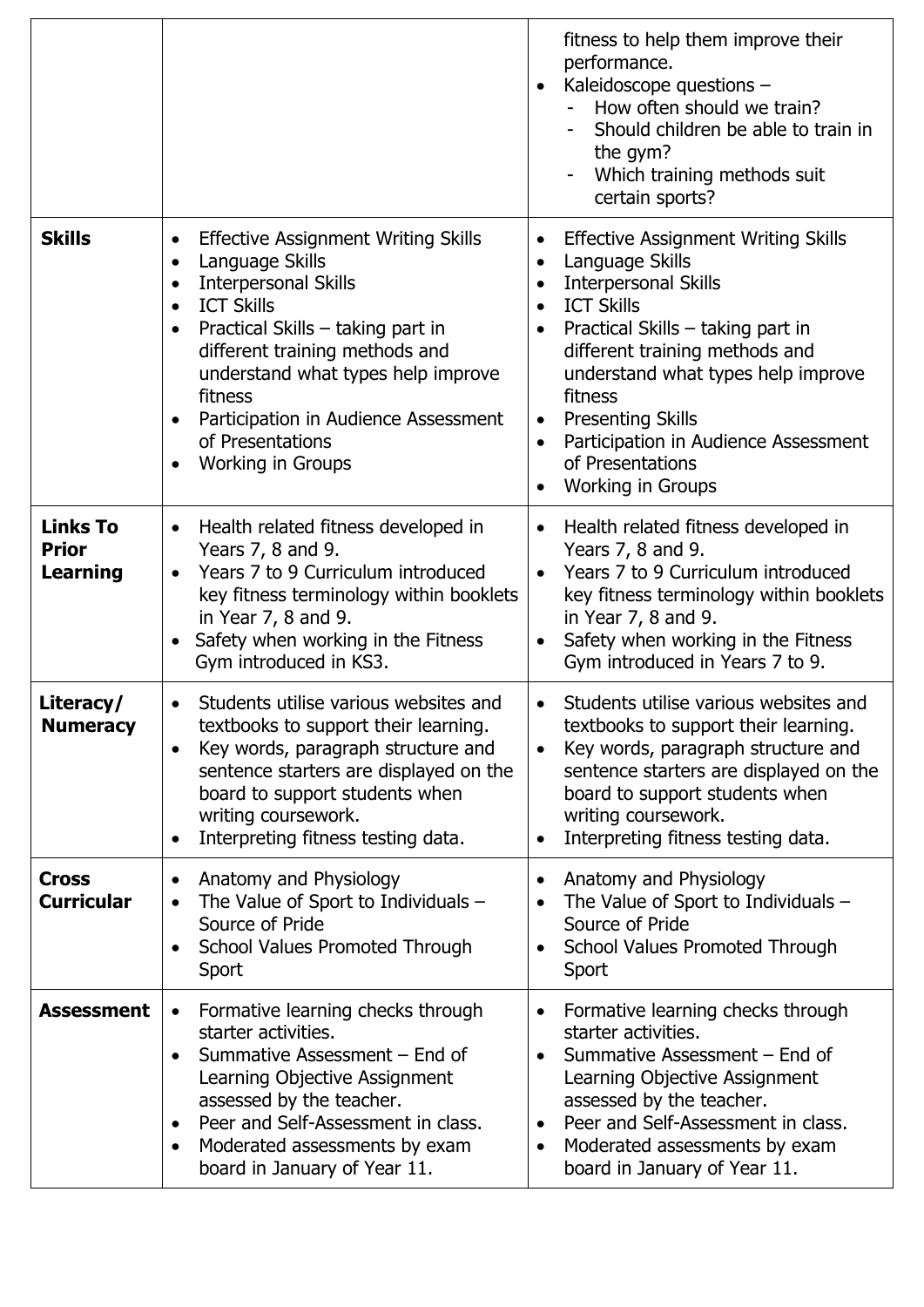| | | |
|---|---|---|
| | | fitness to help them improve their performance.<br>• Kaleidoscope questions –<br>- How often should we train?<br>- Should children be able to train in the gym?<br>- Which training methods suit certain sports? |
| **Skills** | • Effective Assignment Writing Skills<br>• Language Skills<br>• Interpersonal Skills<br>• ICT Skills<br>• Practical Skills – taking part in different training methods and understand what types help improve fitness<br>• Participation in Audience Assessment of Presentations<br>• Working in Groups | • Effective Assignment Writing Skills<br>• Language Skills<br>• Interpersonal Skills<br>• ICT Skills<br>• Practical Skills – taking part in different training methods and understand what types help improve fitness<br>• Presenting Skills<br>• Participation in Audience Assessment of Presentations<br>• Working in Groups |
| **Links To Prior Learning** | • Health related fitness developed in Years 7, 8 and 9.<br>• Years 7 to 9 Curriculum introduced key fitness terminology within booklets in Year 7, 8 and 9.<br>• Safety when working in the Fitness Gym introduced in KS3. | • Health related fitness developed in Years 7, 8 and 9.<br>• Years 7 to 9 Curriculum introduced key fitness terminology within booklets in Year 7, 8 and 9.<br>• Safety when working in the Fitness Gym introduced in Years 7 to 9. |
| **Literacy/ Numeracy** | • Students utilise various websites and textbooks to support their learning.<br>• Key words, paragraph structure and sentence starters are displayed on the board to support students when writing coursework.<br>• Interpreting fitness testing data. | • Students utilise various websites and textbooks to support their learning.<br>• Key words, paragraph structure and sentence starters are displayed on the board to support students when writing coursework.<br>• Interpreting fitness testing data. |
| **Cross Curricular** | • Anatomy and Physiology<br>• The Value of Sport to Individuals – Source of Pride<br>• School Values Promoted Through Sport | • Anatomy and Physiology<br>• The Value of Sport to Individuals – Source of Pride<br>• School Values Promoted Through Sport |
| **Assessment** | • Formative learning checks through starter activities.<br>• Summative Assessment – End of Learning Objective Assignment assessed by the teacher.<br>• Peer and Self-Assessment in class.<br>• Moderated assessments by exam board in January of Year 11. | • Formative learning checks through starter activities.<br>• Summative Assessment – End of Learning Objective Assignment assessed by the teacher.<br>• Peer and Self-Assessment in class.<br>• Moderated assessments by exam board in January of Year 11. |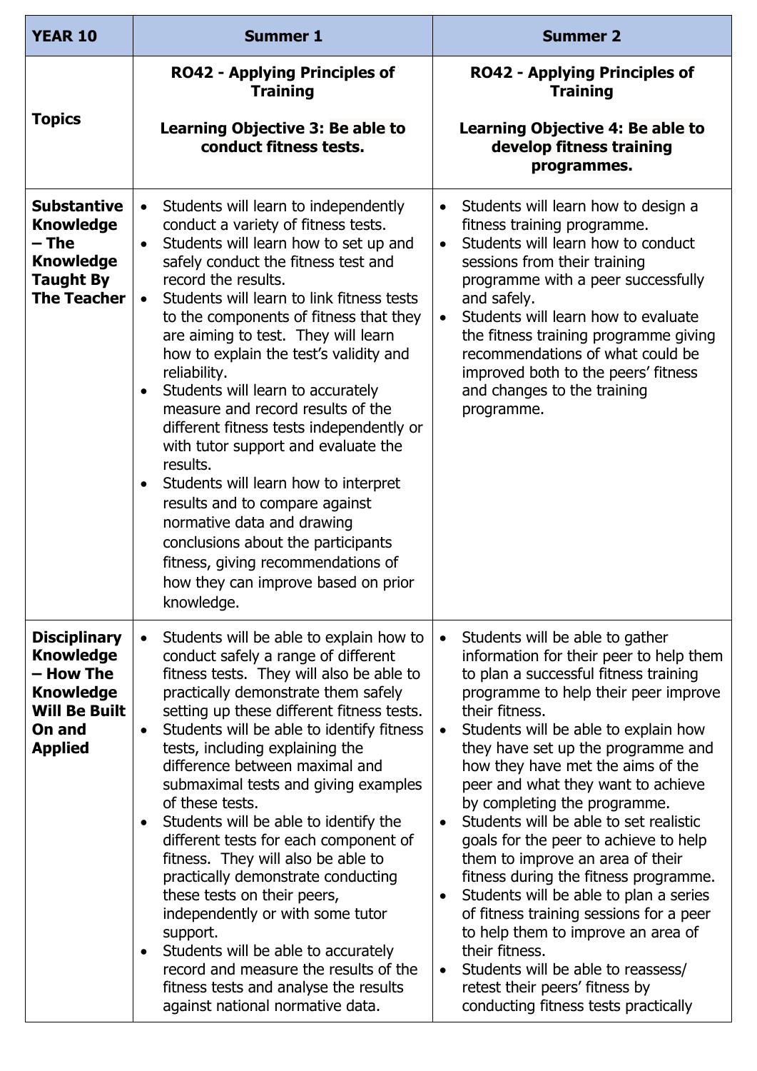| YEAR 10 | Summer 1 | Summer 2 |
|---|---|---|
| **Topics** | **RO42 - Applying Principles of Training**<br><br>**Learning Objective 3: Be able to conduct fitness tests.** | **RO42 - Applying Principles of Training**<br><br>**Learning Objective 4: Be able to develop fitness training programmes.** |
| **Substantive Knowledge – The Knowledge Taught By The Teacher** | • Students will learn to independently conduct a variety of fitness tests.<br>• Students will learn how to set up and safely conduct the fitness test and record the results.<br>• Students will learn to link fitness tests to the components of fitness that they are aiming to test. They will learn how to explain the test's validity and reliability.<br>• Students will learn to accurately measure and record results of the different fitness tests independently or with tutor support and evaluate the results.<br>• Students will learn how to interpret results and to compare against normative data and drawing conclusions about the participants fitness, giving recommendations of how they can improve based on prior knowledge. | • Students will learn how to design a fitness training programme.<br>• Students will learn how to conduct sessions from their training programme with a peer successfully and safely.<br>• Students will learn how to evaluate the fitness training programme giving recommendations of what could be improved both to the peers' fitness and changes to the training programme. |
| **Disciplinary Knowledge – How The Knowledge Will Be Built On and Applied** | • Students will be able to explain how to conduct safely a range of different fitness tests. They will also be able to practically demonstrate them safely setting up these different fitness tests.<br>• Students will be able to identify fitness tests, including explaining the difference between maximal and submaximal tests and giving examples of these tests.<br>• Students will be able to identify the different tests for each component of fitness. They will also be able to practically demonstrate conducting these tests on their peers, independently or with some tutor support.<br>• Students will be able to accurately record and measure the results of the fitness tests and analyse the results against national normative data. | • Students will be able to gather information for their peer to help them to plan a successful fitness training programme to help their peer improve their fitness.<br>• Students will be able to explain how they have set up the programme and how they have met the aims of the peer and what they want to achieve by completing the programme.<br>• Students will be able to set realistic goals for the peer to achieve to help them to improve an area of their fitness during the fitness programme.<br>• Students will be able to plan a series of fitness training sessions for a peer to help them to improve an area of their fitness.<br>• Students will be able to reassess/ retest their peers' fitness by conducting fitness tests practically |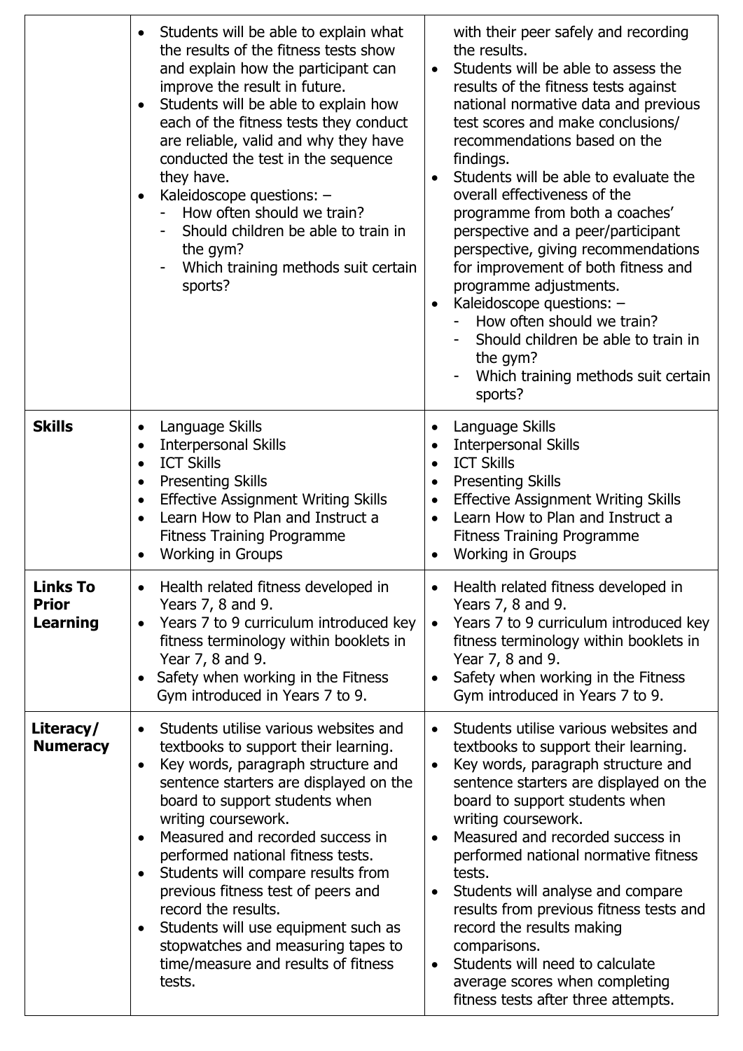| | | |
|---|---|---|
| | • Students will be able to explain what the results of the fitness tests show and explain how the participant can improve the result in future.<br>• Students will be able to explain how each of the fitness tests they conduct are reliable, valid and why they have conducted the test in the sequence they have.<br>• Kaleidoscope questions: –<br>- How often should we train?<br>- Should children be able to train in the gym?<br>- Which training methods suit certain sports? | with their peer safely and recording the results.<br>• Students will be able to assess the results of the fitness tests against national normative data and previous test scores and make conclusions/ recommendations based on the findings.<br>• Students will be able to evaluate the overall effectiveness of the programme from both a coaches' perspective and a peer/participant perspective, giving recommendations for improvement of both fitness and programme adjustments.<br>• Kaleidoscope questions: –<br>- How often should we train?<br>- Should children be able to train in the gym?<br>- Which training methods suit certain sports? |
| **Skills** | • Language Skills<br>• Interpersonal Skills<br>• ICT Skills<br>• Presenting Skills<br>• Effective Assignment Writing Skills<br>• Learn How to Plan and Instruct a Fitness Training Programme<br>• Working in Groups | • Language Skills<br>• Interpersonal Skills<br>• ICT Skills<br>• Presenting Skills<br>• Effective Assignment Writing Skills<br>• Learn How to Plan and Instruct a Fitness Training Programme<br>• Working in Groups |
| **Links To Prior Learning** | • Health related fitness developed in Years 7, 8 and 9.<br>• Years 7 to 9 curriculum introduced key fitness terminology within booklets in Year 7, 8 and 9.<br>• Safety when working in the Fitness Gym introduced in Years 7 to 9. | • Health related fitness developed in Years 7, 8 and 9.<br>• Years 7 to 9 curriculum introduced key fitness terminology within booklets in Year 7, 8 and 9.<br>• Safety when working in the Fitness Gym introduced in Years 7 to 9. |
| **Literacy/ Numeracy** | • Students utilise various websites and textbooks to support their learning.<br>• Key words, paragraph structure and sentence starters are displayed on the board to support students when writing coursework.<br>• Measured and recorded success in performed national fitness tests.<br>• Students will compare results from previous fitness test of peers and record the results.<br>• Students will use equipment such as stopwatches and measuring tapes to time/measure and results of fitness tests. | • Students utilise various websites and textbooks to support their learning.<br>• Key words, paragraph structure and sentence starters are displayed on the board to support students when writing coursework.<br>• Measured and recorded success in performed national normative fitness tests.<br>• Students will analyse and compare results from previous fitness tests and record the results making comparisons.<br>• Students will need to calculate average scores when completing fitness tests after three attempts. |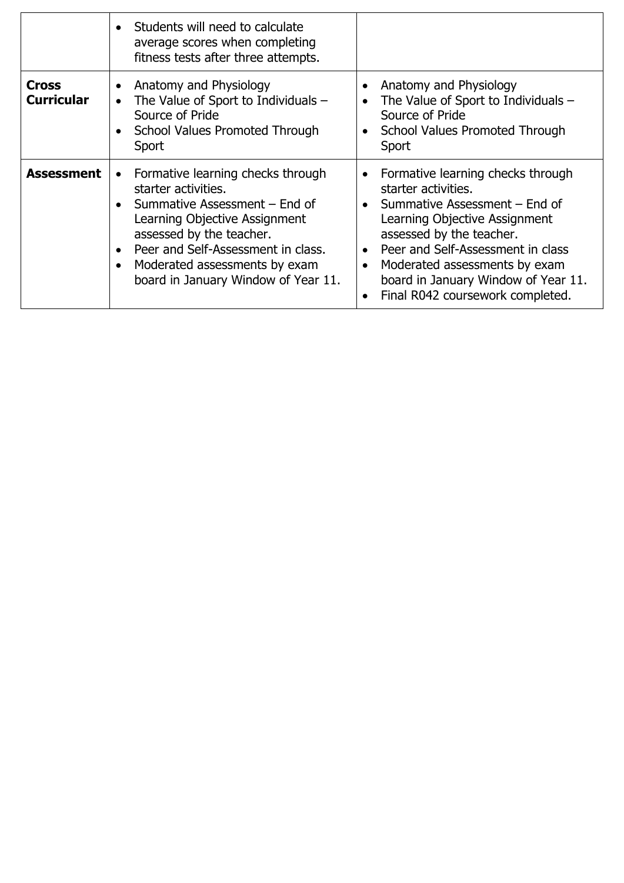| | | |
| --- | --- | --- |
| | • Students will need to calculate average scores when completing fitness tests after three attempts. | |
| **Cross Curricular** | • Anatomy and Physiology<br>• The Value of Sport to Individuals – Source of Pride<br>• School Values Promoted Through Sport | • Anatomy and Physiology<br>• The Value of Sport to Individuals – Source of Pride<br>• School Values Promoted Through Sport |
| **Assessment** | • Formative learning checks through starter activities.<br>• Summative Assessment – End of Learning Objective Assignment assessed by the teacher.<br>• Peer and Self-Assessment in class.<br>• Moderated assessments by exam board in January Window of Year 11. | • Formative learning checks through starter activities.<br>• Summative Assessment – End of Learning Objective Assignment assessed by the teacher.<br>• Peer and Self-Assessment in class<br>• Moderated assessments by exam board in January Window of Year 11.<br>• Final R042 coursework completed. |